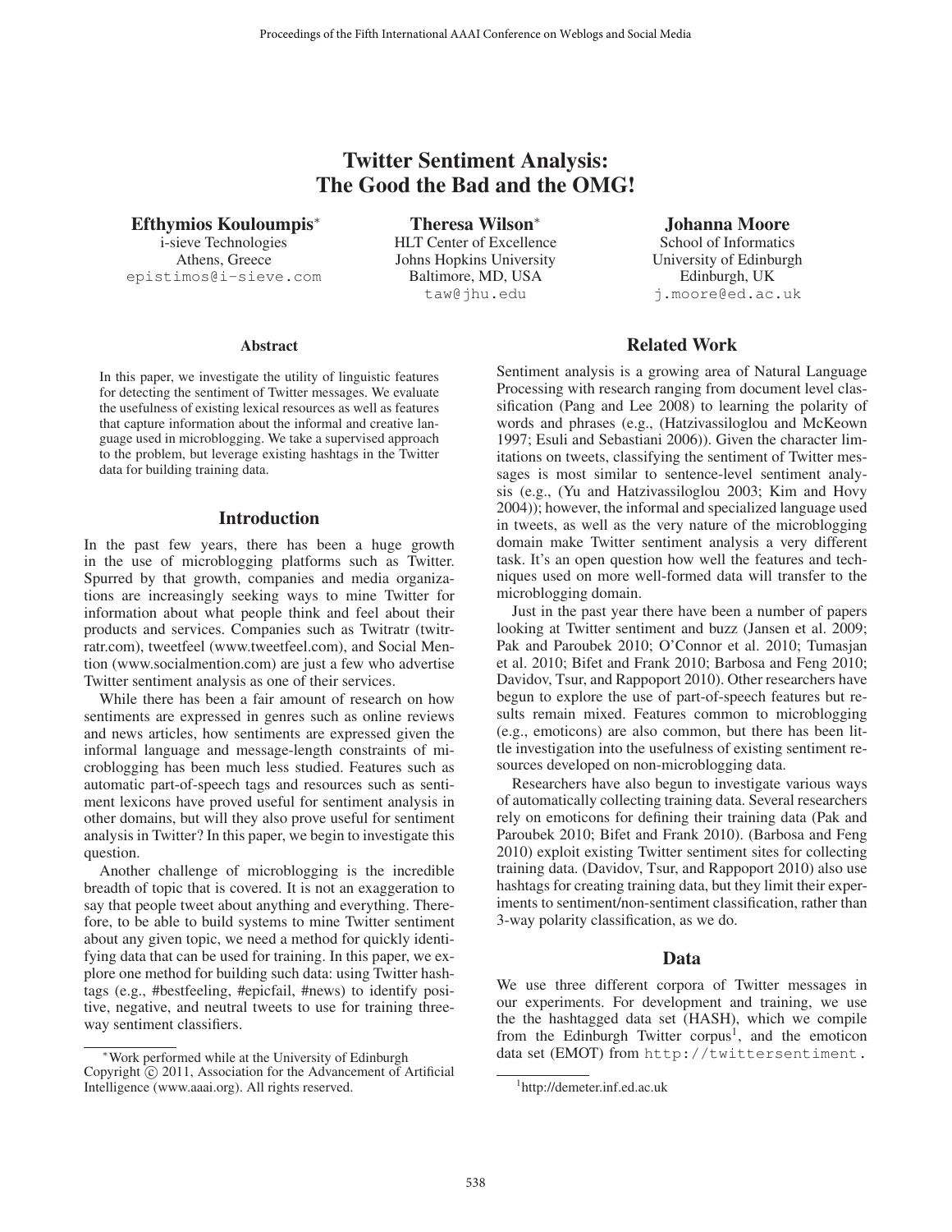# Twitter Sentiment Analysis: The Good the Bad and the OMG!

**Efthymios Kouloumpis***
i-sieve Technologies
Athens, Greece
epistimos@i-sieve.com

**Theresa Wilson***
HLT Center of Excellence
Johns Hopkins University
Baltimore, MD, USA
taw@jhu.edu

**Johanna Moore**
School of Informatics
University of Edinburgh
Edinburgh, UK
j.moore@ed.ac.uk

### Abstract

In this paper, we investigate the utility of linguistic features for detecting the sentiment of Twitter messages. We evaluate the usefulness of existing lexical resources as well as features that capture information about the informal and creative language used in microblogging. We take a supervised approach to the problem, but leverage existing hashtags in the Twitter data for building training data.

## Introduction

In the past few years, there has been a huge growth in the use of microblogging platforms such as Twitter. Spurred by that growth, companies and media organizations are increasingly seeking ways to mine Twitter for information about what people think and feel about their products and services. Companies such as Twitratr (twitrratr.com), tweetfeel (www.tweetfeel.com), and Social Mention (www.socialmention.com) are just a few who advertise Twitter sentiment analysis as one of their services.

While there has been a fair amount of research on how sentiments are expressed in genres such as online reviews and news articles, how sentiments are expressed given the informal language and message-length constraints of microblogging has been much less studied. Features such as automatic part-of-speech tags and resources such as sentiment lexicons have proved useful for sentiment analysis in other domains, but will they also prove useful for sentiment analysis in Twitter? In this paper, we begin to investigate this question.

Another challenge of microblogging is the incredible breadth of topic that is covered. It is not an exaggeration to say that people tweet about anything and everything. Therefore, to be able to build systems to mine Twitter sentiment about any given topic, we need a method for quickly identifying data that can be used for training. In this paper, we explore one method for building such data: using Twitter hashtags (e.g., #bestfeeling, #epicfail, #news) to identify positive, negative, and neutral tweets to use for training three-way sentiment classifiers.

*Work performed while at the University of Edinburgh
Copyright © 2011, Association for the Advancement of Artificial Intelligence (www.aaai.org). All rights reserved.

## Related Work

Sentiment analysis is a growing area of Natural Language Processing with research ranging from document level classification (Pang and Lee 2008) to learning the polarity of words and phrases (e.g., (Hatzivassiloglou and McKeown 1997; Esuli and Sebastiani 2006)). Given the character limitations on tweets, classifying the sentiment of Twitter messages is most similar to sentence-level sentiment analysis (e.g., (Yu and Hatzivassiloglou 2003; Kim and Hovy 2004)); however, the informal and specialized language used in tweets, as well as the very nature of the microblogging domain make Twitter sentiment analysis a very different task. It's an open question how well the features and techniques used on more well-formed data will transfer to the microblogging domain.

Just in the past year there have been a number of papers looking at Twitter sentiment and buzz (Jansen et al. 2009; Pak and Paroubek 2010; O'Connor et al. 2010; Tumasjan et al. 2010; Bifet and Frank 2010; Barbosa and Feng 2010; Davidov, Tsur, and Rappoport 2010). Other researchers have begun to explore the use of part-of-speech features but results remain mixed. Features common to microblogging (e.g., emoticons) are also common, but there has been little investigation into the usefulness of existing sentiment resources developed on non-microblogging data.

Researchers have also begun to investigate various ways of automatically collecting training data. Several researchers rely on emoticons for defining their training data (Pak and Paroubek 2010; Bifet and Frank 2010). (Barbosa and Feng 2010) exploit existing Twitter sentiment sites for collecting training data. (Davidov, Tsur, and Rappoport 2010) also use hashtags for creating training data, but they limit their experiments to sentiment/non-sentiment classification, rather than 3-way polarity classification, as we do.

## Data

We use three different corpora of Twitter messages in our experiments. For development and training, we use the hashtagged data set (HASH), which we compile from the Edinburgh Twitter corpus[1], and the emoticon data set (EMOT) from http://twittersentiment.

[1] http://demeter.inf.ed.ac.uk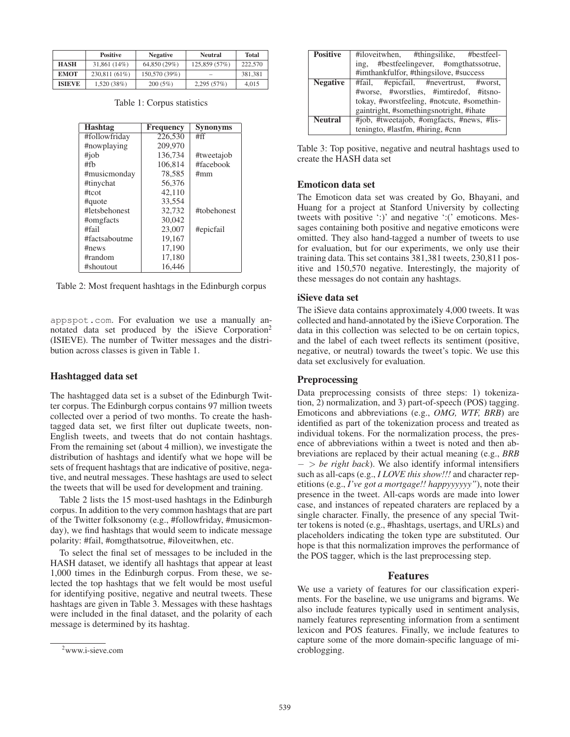|  | Positive | Negative | Neutral | Total |
| --- | --- | --- | --- | --- |
| **HASH** | 31,861 (14%) | 64,850 (29%) | 125,859 (57%) | 222,570 |
| **EMOT** | 230,811 (61%) | 150,570 (39%) | – | 381,381 |
| **ISIEVE** | 1,520 (38%) | 200 (5%) | 2,295 (57%) | 4,015 |

Table 1: Corpus statistics

| Hashtag | Frequency | Synonyms |
| --- | --- | --- |
| #followfriday | 226,530 | #ff |
| #nowplaying | 209,970 | |
| #job | 136,734 | #tweetajob |
| #fb | 106,814 | #facebook |
| #musicmonday | 78,585 | #mm |
| #tinychat | 56,376 | |
| #tcot | 42,110 | |
| #quote | 33,554 | |
| #letsbehonest | 32,732 | #tobehonest |
| #omgfacts | 30,042 | |
| #fail | 23,007 | #epicfail |
| #factsaboutme | 19,167 | |
| #news | 17,190 | |
| #random | 17,180 | |
| #shoutout | 16,446 | |

Table 2: Most frequent hashtags in the Edinburgh corpus

appspot.com. For evaluation we use a manually annotated data set produced by the iSieve Corporation[2] (ISIEVE). The number of Twitter messages and the distribution across classes is given in Table 1.

## Hashtagged data set

The hashtagged data set is a subset of the Edinburgh Twitter corpus. The Edinburgh corpus contains 97 million tweets collected over a period of two months. To create the hashtagged data set, we first filter out duplicate tweets, non-English tweets, and tweets that do not contain hashtags. From the remaining set (about 4 million), we investigate the distribution of hashtags and identify what we hope will be sets of frequent hashtags that are indicative of positive, negative, and neutral messages. These hashtags are used to select the tweets that will be used for development and training.

Table 2 lists the 15 most-used hashtags in the Edinburgh corpus. In addition to the very common hashtags that are part of the Twitter folksonomy (e.g., #followfriday, #musicmonday), we find hashtags that would seem to indicate message polarity: #fail, #omgthatsotrue, #iloveitwhen, etc.

To select the final set of messages to be included in the HASH dataset, we identify all hashtags that appear at least 1,000 times in the Edinburgh corpus. From these, we selected the top hashtags that we felt would be most useful for identifying positive, negative and neutral tweets. These hashtags are given in Table 3. Messages with these hashtags were included in the final dataset, and the polarity of each message is determined by its hashtag.

[2] www.i-sieve.com

| | |
| --- | --- |
| **Positive** | #iloveitwhen, #thingsilike, #bestfeeling, #bestfeelingever, #omgthatssotrue, #imthankfulfor, #thingsilove, #success |
| **Negative** | #fail, #epicfail, #nevertrust, #worst, #worse, #worstlies, #imtiredof, #itsnotokay, #worstfeeling, #notcute, #somethingaintright, #somethingsnotright, #ihate |
| **Neutral** | #job, #tweetajob, #omgfacts, #news, #listeningto, #lastfm, #hiring, #cnn |

Table 3: Top positive, negative and neutral hashtags used to create the HASH data set

## Emoticon data set

The Emoticon data set was created by Go, Bhayani, and Huang for a project at Stanford University by collecting tweets with positive ':)' and negative ':(' emoticons. Messages containing both positive and negative emoticons were omitted. They also hand-tagged a number of tweets to use for evaluation, but for our experiments, we only use their training data. This set contains 381,381 tweets, 230,811 positive and 150,570 negative. Interestingly, the majority of these messages do not contain any hashtags.

## iSieve data set

The iSieve data contains approximately 4,000 tweets. It was collected and hand-annotated by the iSieve Corporation. The data in this collection was selected to be on certain topics, and the label of each tweet reflects its sentiment (positive, negative, or neutral) towards the tweet's topic. We use this data set exclusively for evaluation.

## Preprocessing

Data preprocessing consists of three steps: 1) tokenization, 2) normalization, and 3) part-of-speech (POS) tagging. Emoticons and abbreviations (e.g., *OMG, WTF, BRB*) are identified as part of the tokenization process and treated as individual tokens. For the normalization process, the presence of abbreviations within a tweet is noted and then abbreviations are replaced by their actual meaning (e.g., *BRB* $->$ *be right back*). We also identify informal intensifiers such as all-caps (e.g., *I LOVE this show!!!* and character repetitions (e.g., *I've got a mortgage!! happyyyyyy"*), note their presence in the tweet. All-caps words are made into lower case, and instances of repeated charaters are replaced by a single character. Finally, the presence of any special Twitter tokens is noted (e.g., #hashtags, usertags, and URLs) and placeholders indicating the token type are substituted. Our hope is that this normalization improves the performance of the POS tagger, which is the last preprocessing step.

# Features

We use a variety of features for our classification experiments. For the baseline, we use unigrams and bigrams. We also include features typically used in sentiment analysis, namely features representing information from a sentiment lexicon and POS features. Finally, we include features to capture some of the more domain-specific language of microblogging.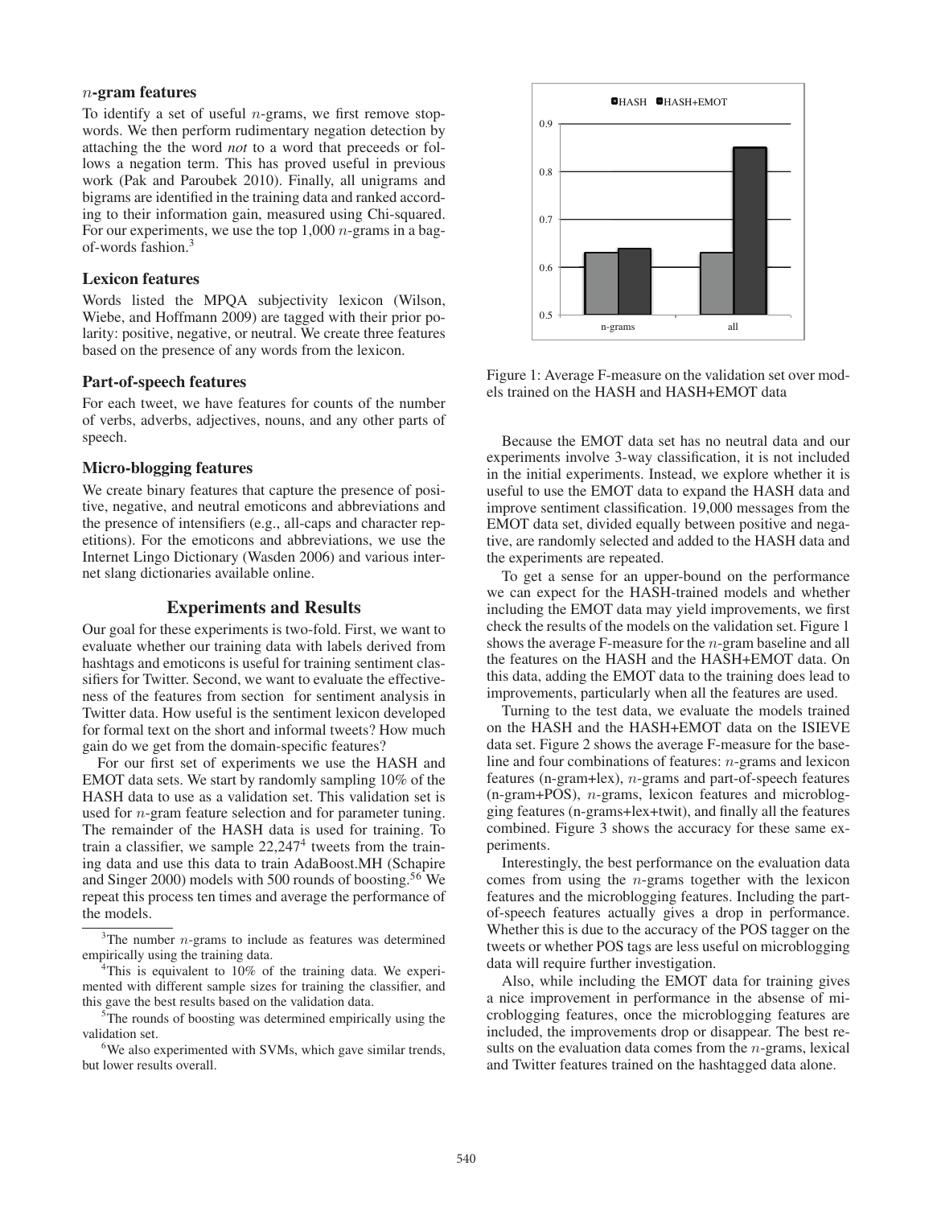### $n$-gram features

To identify a set of useful $n$-grams, we first remove stopwords. We then perform rudimentary negation detection by attaching the the word *not* to a word that preceeds or follows a negation term. This has proved useful in previous work (Pak and Paroubek 2010). Finally, all unigrams and bigrams are identified in the training data and ranked according to their information gain, measured using Chi-squared. For our experiments, we use the top 1,000 $n$-grams in a bag-of-words fashion.[3]

### Lexicon features

Words listed the MPQA subjectivity lexicon (Wilson, Wiebe, and Hoffmann 2009) are tagged with their prior polarity: positive, negative, or neutral. We create three features based on the presence of any words from the lexicon.

### Part-of-speech features

For each tweet, we have features for counts of the number of verbs, adverbs, adjectives, nouns, and any other parts of speech.

### Micro-blogging features

We create binary features that capture the presence of positive, negative, and neutral emoticons and abbreviations and the presence of intensifiers (e.g., all-caps and character repetitions). For the emoticons and abbreviations, we use the Internet Lingo Dictionary (Wasden 2006) and various internet slang dictionaries available online.

## Experiments and Results

Our goal for these experiments is two-fold. First, we want to evaluate whether our training data with labels derived from hashtags and emoticons is useful for training sentiment classifiers for Twitter. Second, we want to evaluate the effectiveness of the features from section for sentiment analysis in Twitter data. How useful is the sentiment lexicon developed for formal text on the short and informal tweets? How much gain do we get from the domain-specific features?

For our first set of experiments we use the HASH and EMOT data sets. We start by randomly sampling 10% of the HASH data to use as a validation set. This validation set is used for $n$-gram feature selection and for parameter tuning. The remainder of the HASH data is used for training. To train a classifier, we sample 22,247[4] tweets from the training data and use this data to train AdaBoost.MH (Schapire and Singer 2000) models with 500 rounds of boosting.[5,6] We repeat this process ten times and average the performance of the models.

Figure 1: Average F-measure on the validation set over models trained on the HASH and HASH+EMOT data

Because the EMOT data set has no neutral data and our experiments involve 3-way classification, it is not included in the initial experiments. Instead, we explore whether it is useful to use the EMOT data to expand the HASH data and improve sentiment classification. 19,000 messages from the EMOT data set, divided equally between positive and negative, are randomly selected and added to the HASH data and the experiments are repeated.

To get a sense for an upper-bound on the performance we can expect for the HASH-trained models and whether including the EMOT data may yield improvements, we first check the results of the models on the validation set. Figure 1 shows the average F-measure for the $n$-gram baseline and all the features on the HASH and the HASH+EMOT data. On this data, adding the EMOT data to the training does lead to improvements, particularly when all the features are used.

Turning to the test data, we evaluate the models trained on the HASH and the HASH+EMOT data on the ISIEVE data set. Figure 2 shows the average F-measure for the baseline and four combinations of features: $n$-grams and lexicon features (n-gram+lex), $n$-grams and part-of-speech features (n-gram+POS), $n$-grams, lexicon features and microblogging features (n-grams+lex+twit), and finally all the features combined. Figure 3 shows the accuracy for these same experiments.

Interestingly, the best performance on the evaluation data comes from using the $n$-grams together with the lexicon features and the microblogging features. Including the part-of-speech features actually gives a drop in performance. Whether this is due to the accuracy of the POS tagger on the tweets or whether POS tags are less useful on microblogging data will require further investigation.

Also, while including the EMOT data for training gives a nice improvement in performance in the absense of microblogging features, once the microblogging features are included, the improvements drop or disappear. The best results on the evaluation data comes from the $n$-grams, lexical and Twitter features trained on the hashtagged data alone.

---

[3] The number $n$-grams to include as features was determined empirically using the training data.

[4] This is equivalent to 10% of the training data. We experimented with different sample sizes for training the classifier, and this gave the best results based on the validation data.

[5] The rounds of boosting was determined empirically using the validation set.

[6] We also experimented with SVMs, which gave similar trends, but lower results overall.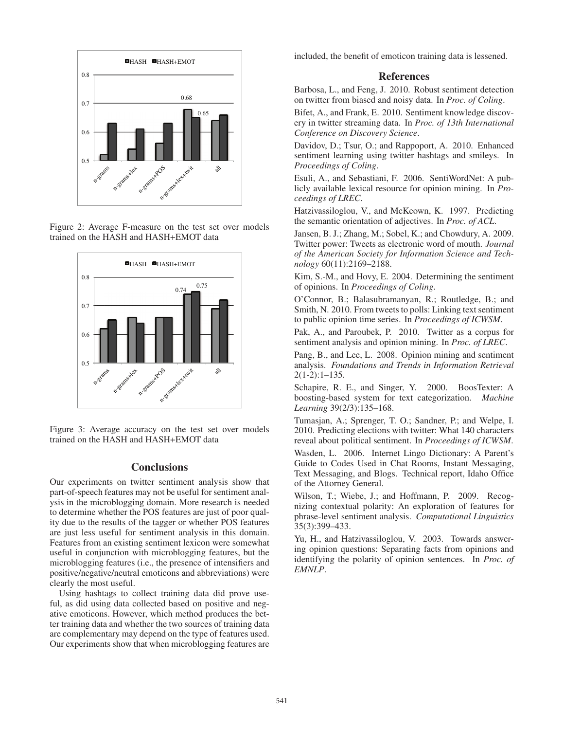HASH HASH+EMOT

0.8

0.7

0.6

0.5

0.68

0.65

n-grams

n-grams+lex

n-grams+POS

n-grams+lex+twit

all

Figure 2: Average F-measure on the test set over models trained on the HASH and HASH+EMOT data

HASH HASH+EMOT

0.8

0.7

0.6

0.5

0.74

0.75

n-grams

n-grams+lex

n-grams+POS

n-grams+lex+twit

all

Figure 3: Average accuracy on the test set over models trained on the HASH and HASH+EMOT data

## Conclusions

Our experiments on twitter sentiment analysis show that part-of-speech features may not be useful for sentiment analysis in the microblogging domain. More research is needed to determine whether the POS features are just of poor quality due to the results of the tagger or whether POS features are just less useful for sentiment analysis in this domain. Features from an existing sentiment lexicon were somewhat useful in conjunction with microblogging features, but the microblogging features (i.e., the presence of intensifiers and positive/negative/neutral emoticons and abbreviations) were clearly the most useful.

Using hashtags to collect training data did prove useful, as did using data collected based on positive and negative emoticons. However, which method produces the better training data and whether the two sources of training data are complementary may depend on the type of features used. Our experiments show that when microblogging features are included, the benefit of emoticon training data is lessened.

## References

Barbosa, L., and Feng, J. 2010. Robust sentiment detection on twitter from biased and noisy data. In *Proc. of Coling*.

Bifet, A., and Frank, E. 2010. Sentiment knowledge discovery in twitter streaming data. In *Proc. of 13th International Conference on Discovery Science*.

Davidov, D.; Tsur, O.; and Rappoport, A. 2010. Enhanced sentiment learning using twitter hashtags and smileys. In *Proceedings of Coling*.

Esuli, A., and Sebastiani, F. 2006. SentiWordNet: A publicly available lexical resource for opinion mining. In *Proceedings of LREC*.

Hatzivassiloglou, V., and McKeown, K. 1997. Predicting the semantic orientation of adjectives. In *Proc. of ACL*.

Jansen, B. J.; Zhang, M.; Sobel, K.; and Chowdury, A. 2009. Twitter power: Tweets as electronic word of mouth. *Journal of the American Society for Information Science and Technology* 60(11):2169–2188.

Kim, S.-M., and Hovy, E. 2004. Determining the sentiment of opinions. In *Proceedings of Coling*.

O'Connor, B.; Balasubramanyan, R.; Routledge, B.; and Smith, N. 2010. From tweets to polls: Linking text sentiment to public opinion time series. In *Proceedings of ICWSM*.

Pak, A., and Paroubek, P. 2010. Twitter as a corpus for sentiment analysis and opinion mining. In *Proc. of LREC*.

Pang, B., and Lee, L. 2008. Opinion mining and sentiment analysis. *Foundations and Trends in Information Retrieval* 2(1-2):1–135.

Schapire, R. E., and Singer, Y. 2000. BoosTexter: A boosting-based system for text categorization. *Machine Learning* 39(2/3):135–168.

Tumasjan, A.; Sprenger, T. O.; Sandner, P.; and Welpe, I. 2010. Predicting elections with twitter: What 140 characters reveal about political sentiment. In *Proceedings of ICWSM*.

Wasden, L. 2006. Internet Lingo Dictionary: A Parent's Guide to Codes Used in Chat Rooms, Instant Messaging, Text Messaging, and Blogs. Technical report, Idaho Office of the Attorney General.

Wilson, T.; Wiebe, J.; and Hoffmann, P. 2009. Recognizing contextual polarity: An exploration of features for phrase-level sentiment analysis. *Computational Linguistics* 35(3):399–433.

Yu, H., and Hatzivassiloglou, V. 2003. Towards answering opinion questions: Separating facts from opinions and identifying the polarity of opinion sentences. In *Proc. of EMNLP*.